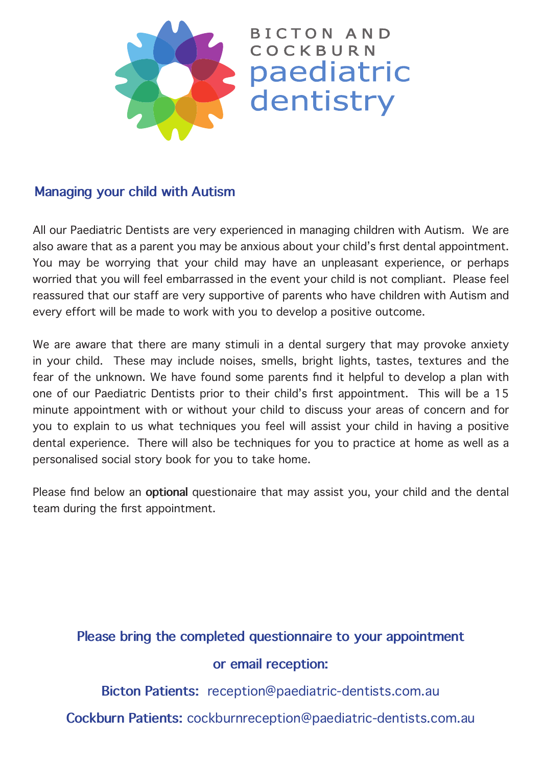BICTON AND COCKBURN
paediatric dentistry

## Managing your child with Autism

All our Paediatric Dentists are very experienced in managing children with Autism. We are also aware that as a parent you may be anxious about your child's first dental appointment. You may be worrying that your child may have an unpleasant experience, or perhaps worried that you will feel embarrassed in the event your child is not compliant. Please feel reassured that our staff are very supportive of parents who have children with Autism and every effort will be made to work with you to develop a positive outcome.

We are aware that there are many stimuli in a dental surgery that may provoke anxiety in your child. These may include noises, smells, bright lights, tastes, textures and the fear of the unknown. We have found some parents find it helpful to develop a plan with one of our Paediatric Dentists prior to their child's first appointment. This will be a 15 minute appointment with or without your child to discuss your areas of concern and for you to explain to us what techniques you feel will assist your child in having a positive dental experience. There will also be techniques for you to practice at home as well as a personalised social story book for you to take home.

Please find below an **optional** questionaire that may assist you, your child and the dental team during the first appointment.

**Please bring the completed questionnaire to your appointment**

**or email reception:**

**Bicton Patients:** reception@paediatric-dentists.com.au

**Cockburn Patients:** cockburnreception@paediatric-dentists.com.au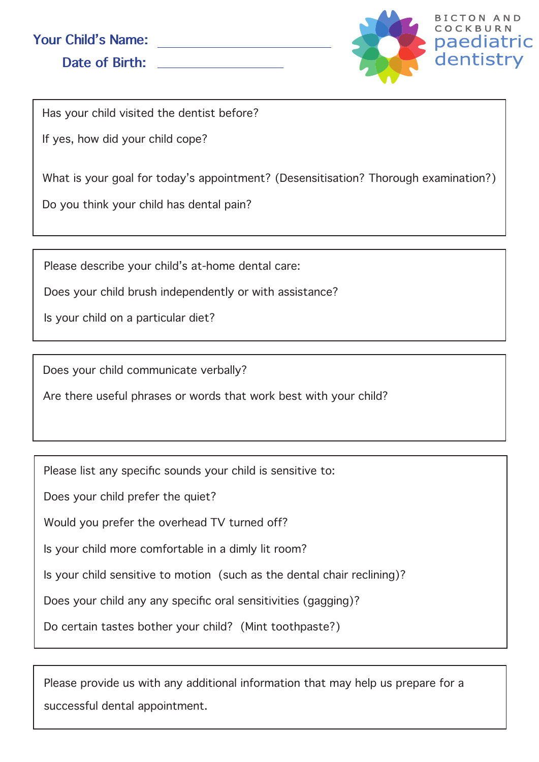**Your Child's Name:** ______________________________

**Date of Birth:** ______________________

BICTON AND COCKBURN paediatric dentistry

Has your child visited the dentist before?

If yes, how did your child cope?

What is your goal for today's appointment? (Desensitisation? Thorough examination?)

Do you think your child has dental pain?

---

Please describe your child's at-home dental care:

Does your child brush independently or with assistance?

Is your child on a particular diet?

---

Does your child communicate verbally?

Are there useful phrases or words that work best with your child?

---

Please list any specific sounds your child is sensitive to:

Does your child prefer the quiet?

Would you prefer the overhead TV turned off?

Is your child more comfortable in a dimly lit room?

Is your child sensitive to motion (such as the dental chair reclining)?

Does your child any any specific oral sensitivities (gagging)?

Do certain tastes bother your child? (Mint toothpaste?)

---

Please provide us with any additional information that may help us prepare for a successful dental appointment.